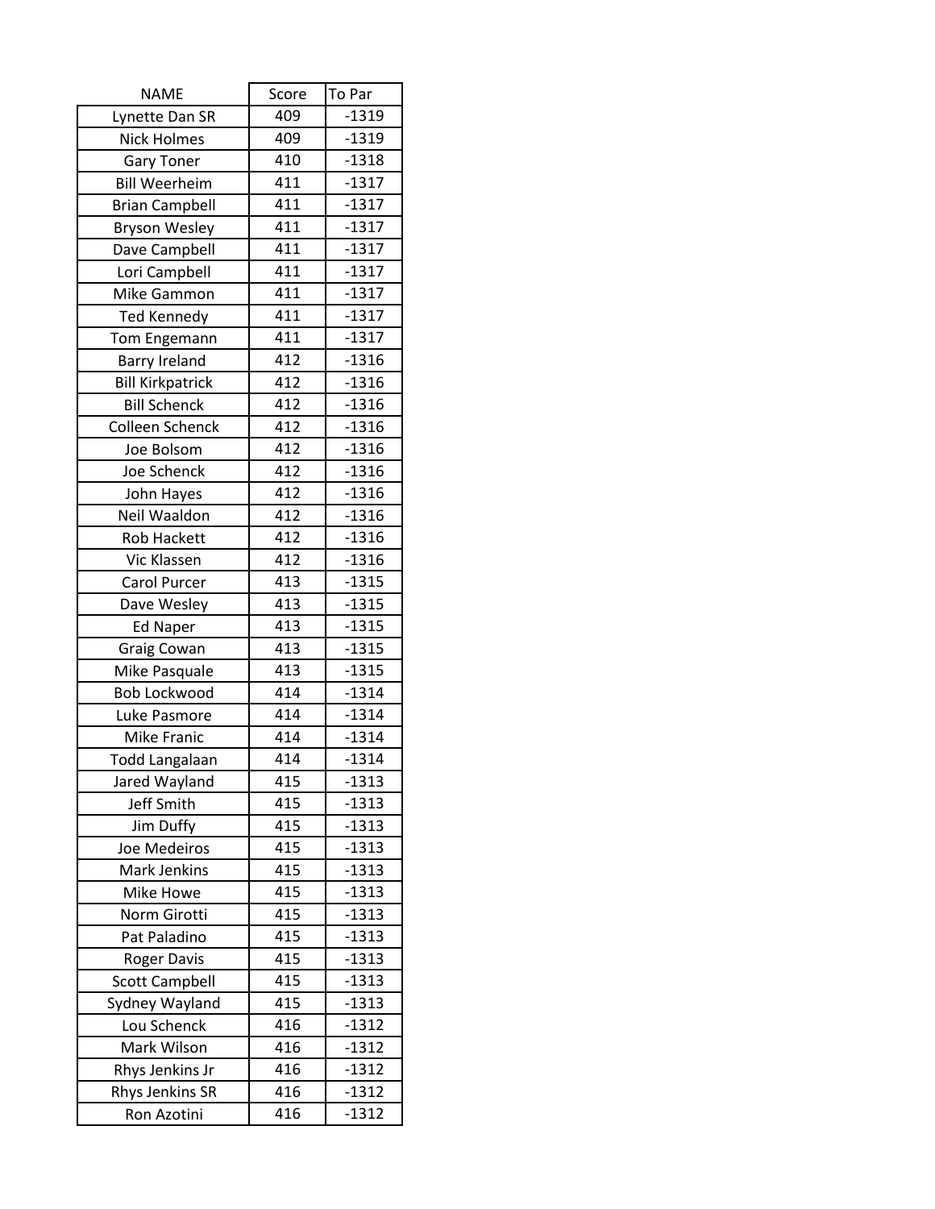| NAME | Score | To Par |
|---|---|---|
| Lynette Dan SR | 409 | -1319 |
| Nick Holmes | 409 | -1319 |
| Gary Toner | 410 | -1318 |
| Bill Weerheim | 411 | -1317 |
| Brian Campbell | 411 | -1317 |
| Bryson Wesley | 411 | -1317 |
| Dave Campbell | 411 | -1317 |
| Lori Campbell | 411 | -1317 |
| Mike Gammon | 411 | -1317 |
| Ted Kennedy | 411 | -1317 |
| Tom Engemann | 411 | -1317 |
| Barry Ireland | 412 | -1316 |
| Bill Kirkpatrick | 412 | -1316 |
| Bill Schenck | 412 | -1316 |
| Colleen Schenck | 412 | -1316 |
| Joe Bolsom | 412 | -1316 |
| Joe Schenck | 412 | -1316 |
| John Hayes | 412 | -1316 |
| Neil Waaldon | 412 | -1316 |
| Rob Hackett | 412 | -1316 |
| Vic Klassen | 412 | -1316 |
| Carol Purcer | 413 | -1315 |
| Dave Wesley | 413 | -1315 |
| Ed Naper | 413 | -1315 |
| Graig Cowan | 413 | -1315 |
| Mike Pasquale | 413 | -1315 |
| Bob Lockwood | 414 | -1314 |
| Luke Pasmore | 414 | -1314 |
| Mike Franic | 414 | -1314 |
| Todd Langalaan | 414 | -1314 |
| Jared Wayland | 415 | -1313 |
| Jeff Smith | 415 | -1313 |
| Jim Duffy | 415 | -1313 |
| Joe Medeiros | 415 | -1313 |
| Mark Jenkins | 415 | -1313 |
| Mike Howe | 415 | -1313 |
| Norm Girotti | 415 | -1313 |
| Pat Paladino | 415 | -1313 |
| Roger Davis | 415 | -1313 |
| Scott Campbell | 415 | -1313 |
| Sydney Wayland | 415 | -1313 |
| Lou Schenck | 416 | -1312 |
| Mark Wilson | 416 | -1312 |
| Rhys Jenkins Jr | 416 | -1312 |
| Rhys Jenkins SR | 416 | -1312 |
| Ron Azotini | 416 | -1312 |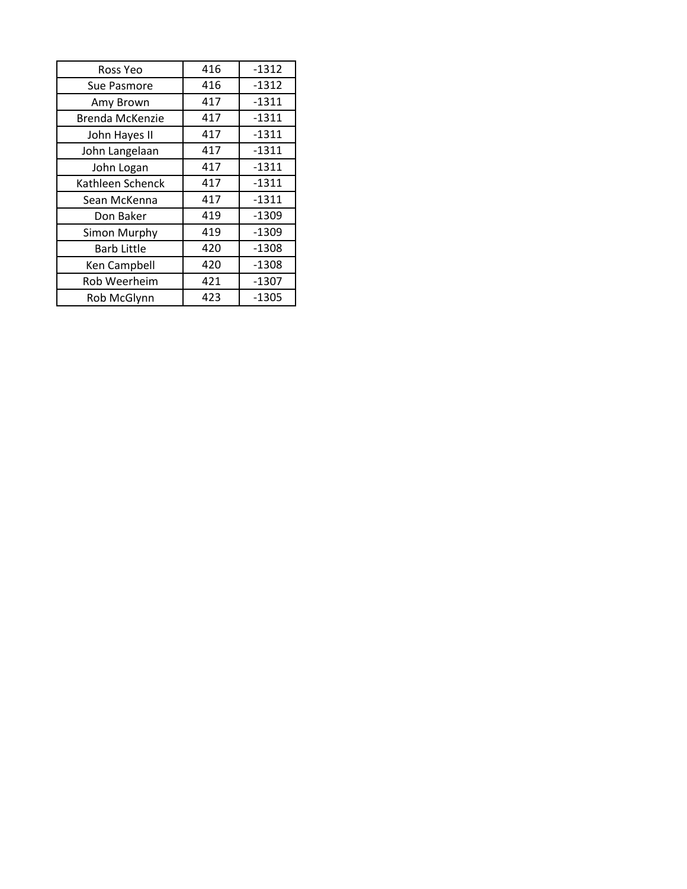| | | |
|---|---|---|
| Ross Yeo | 416 | -1312 |
| Sue Pasmore | 416 | -1312 |
| Amy Brown | 417 | -1311 |
| Brenda McKenzie | 417 | -1311 |
| John Hayes II | 417 | -1311 |
| John Langelaan | 417 | -1311 |
| John Logan | 417 | -1311 |
| Kathleen Schenck | 417 | -1311 |
| Sean McKenna | 417 | -1311 |
| Don Baker | 419 | -1309 |
| Simon Murphy | 419 | -1309 |
| Barb Little | 420 | -1308 |
| Ken Campbell | 420 | -1308 |
| Rob Weerheim | 421 | -1307 |
| Rob McGlynn | 423 | -1305 |